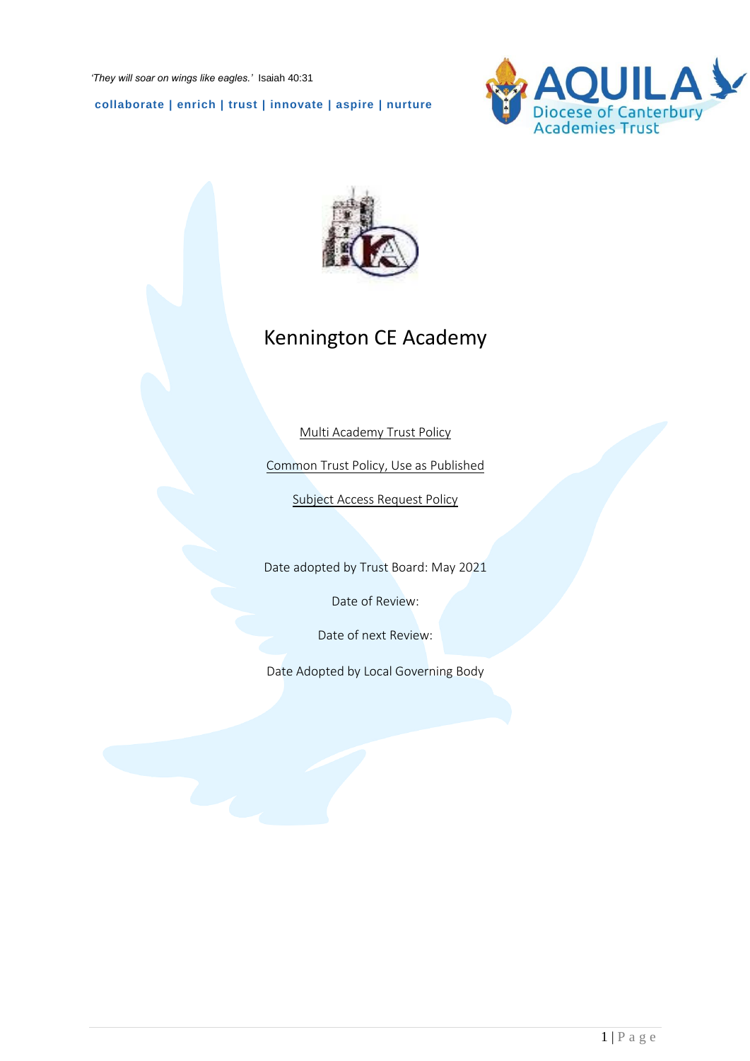*'They will soar on wings like eagles.'* Isaiah 40:31

**collaborate | enrich | trust | innovate | aspire | nurture**

AQUILA
Diocese of Canterbury
Academies Trust

# Kennington CE Academy

Multi Academy Trust Policy

Common Trust Policy, Use as Published

Subject Access Request Policy

Date adopted by Trust Board: May 2021

Date of Review:

Date of next Review:

Date Adopted by Local Governing Body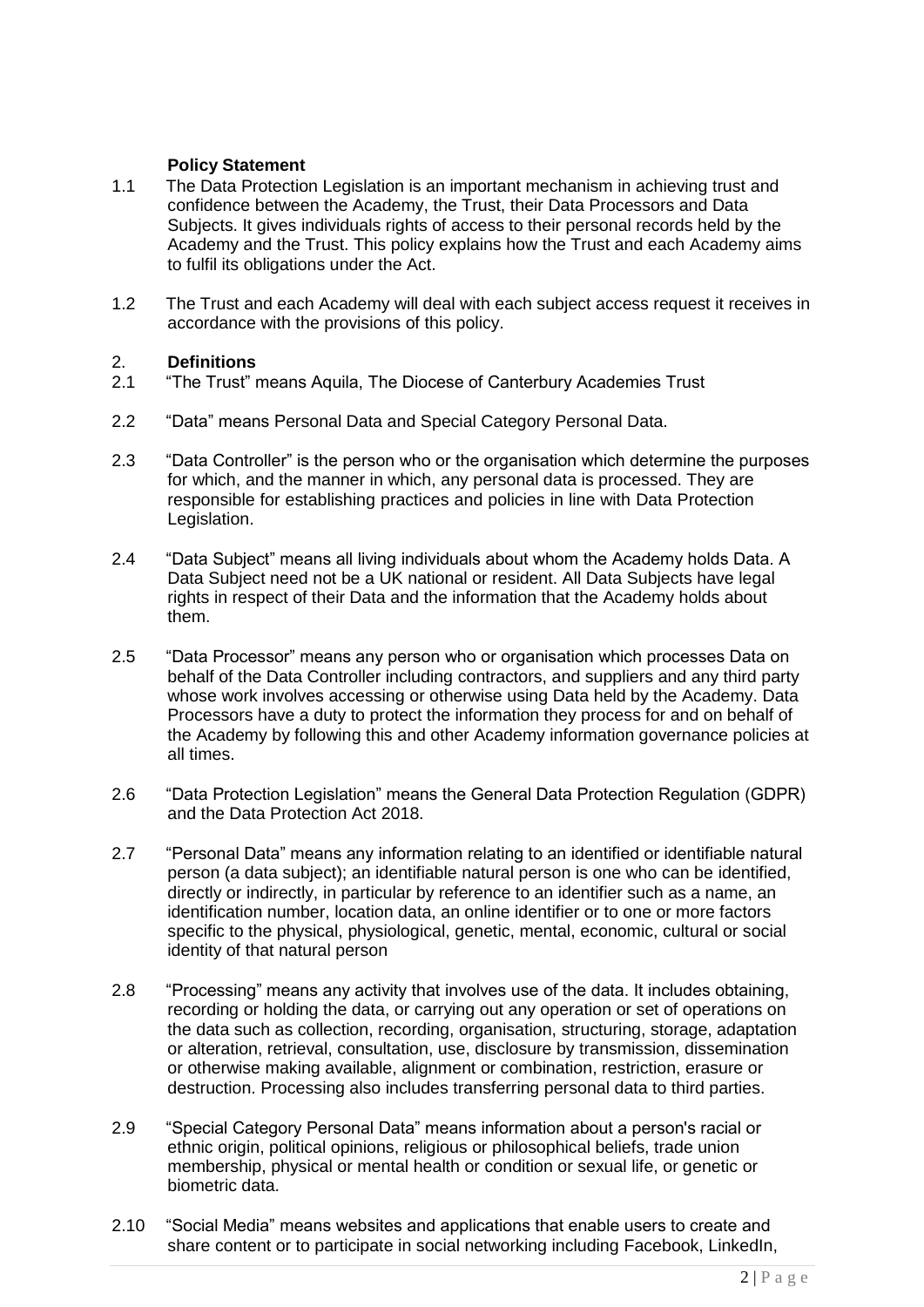## Policy Statement

1.1 The Data Protection Legislation is an important mechanism in achieving trust and confidence between the Academy, the Trust, their Data Processors and Data Subjects. It gives individuals rights of access to their personal records held by the Academy and the Trust. This policy explains how the Trust and each Academy aims to fulfil its obligations under the Act.

1.2 The Trust and each Academy will deal with each subject access request it receives in accordance with the provisions of this policy.

## 2. Definitions

2.1 "The Trust" means Aquila, The Diocese of Canterbury Academies Trust

2.2 "Data" means Personal Data and Special Category Personal Data.

2.3 "Data Controller" is the person who or the organisation which determine the purposes for which, and the manner in which, any personal data is processed. They are responsible for establishing practices and policies in line with Data Protection Legislation.

2.4 "Data Subject" means all living individuals about whom the Academy holds Data. A Data Subject need not be a UK national or resident. All Data Subjects have legal rights in respect of their Data and the information that the Academy holds about them.

2.5 "Data Processor" means any person who or organisation which processes Data on behalf of the Data Controller including contractors, and suppliers and any third party whose work involves accessing or otherwise using Data held by the Academy. Data Processors have a duty to protect the information they process for and on behalf of the Academy by following this and other Academy information governance policies at all times.

2.6 "Data Protection Legislation" means the General Data Protection Regulation (GDPR) and the Data Protection Act 2018.

2.7 "Personal Data" means any information relating to an identified or identifiable natural person (a data subject); an identifiable natural person is one who can be identified, directly or indirectly, in particular by reference to an identifier such as a name, an identification number, location data, an online identifier or to one or more factors specific to the physical, physiological, genetic, mental, economic, cultural or social identity of that natural person

2.8 "Processing" means any activity that involves use of the data. It includes obtaining, recording or holding the data, or carrying out any operation or set of operations on the data such as collection, recording, organisation, structuring, storage, adaptation or alteration, retrieval, consultation, use, disclosure by transmission, dissemination or otherwise making available, alignment or combination, restriction, erasure or destruction. Processing also includes transferring personal data to third parties.

2.9 "Special Category Personal Data" means information about a person's racial or ethnic origin, political opinions, religious or philosophical beliefs, trade union membership, physical or mental health or condition or sexual life, or genetic or biometric data.

2.10 "Social Media" means websites and applications that enable users to create and share content or to participate in social networking including Facebook, LinkedIn,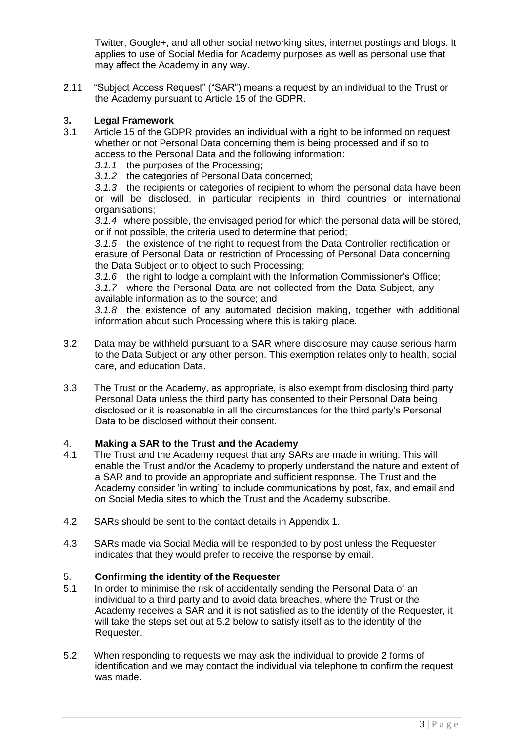Twitter, Google+, and all other social networking sites, internet postings and blogs. It applies to use of Social Media for Academy purposes as well as personal use that may affect the Academy in any way.

2.11 "Subject Access Request" ("SAR") means a request by an individual to the Trust or the Academy pursuant to Article 15 of the GDPR.

## 3. Legal Framework

3.1 Article 15 of the GDPR provides an individual with a right to be informed on request whether or not Personal Data concerning them is being processed and if so to access to the Personal Data and the following information:

*3.1.1* the purposes of the Processing;

*3.1.2* the categories of Personal Data concerned;

*3.1.3* the recipients or categories of recipient to whom the personal data have been or will be disclosed, in particular recipients in third countries or international organisations;

*3.1.4* where possible, the envisaged period for which the personal data will be stored, or if not possible, the criteria used to determine that period;

*3.1.5* the existence of the right to request from the Data Controller rectification or erasure of Personal Data or restriction of Processing of Personal Data concerning the Data Subject or to object to such Processing;

*3.1.6* the right to lodge a complaint with the Information Commissioner's Office;

*3.1.7* where the Personal Data are not collected from the Data Subject, any available information as to the source; and

*3.1.8* the existence of any automated decision making, together with additional information about such Processing where this is taking place.

3.2 Data may be withheld pursuant to a SAR where disclosure may cause serious harm to the Data Subject or any other person. This exemption relates only to health, social care, and education Data.

3.3 The Trust or the Academy, as appropriate, is also exempt from disclosing third party Personal Data unless the third party has consented to their Personal Data being disclosed or it is reasonable in all the circumstances for the third party's Personal Data to be disclosed without their consent.

## 4. Making a SAR to the Trust and the Academy

4.1 The Trust and the Academy request that any SARs are made in writing. This will enable the Trust and/or the Academy to properly understand the nature and extent of a SAR and to provide an appropriate and sufficient response. The Trust and the Academy consider 'in writing' to include communications by post, fax, and email and on Social Media sites to which the Trust and the Academy subscribe.

4.2 SARs should be sent to the contact details in Appendix 1.

4.3 SARs made via Social Media will be responded to by post unless the Requester indicates that they would prefer to receive the response by email.

## 5. Confirming the identity of the Requester

5.1 In order to minimise the risk of accidentally sending the Personal Data of an individual to a third party and to avoid data breaches, where the Trust or the Academy receives a SAR and it is not satisfied as to the identity of the Requester, it will take the steps set out at 5.2 below to satisfy itself as to the identity of the Requester.

5.2 When responding to requests we may ask the individual to provide 2 forms of identification and we may contact the individual via telephone to confirm the request was made.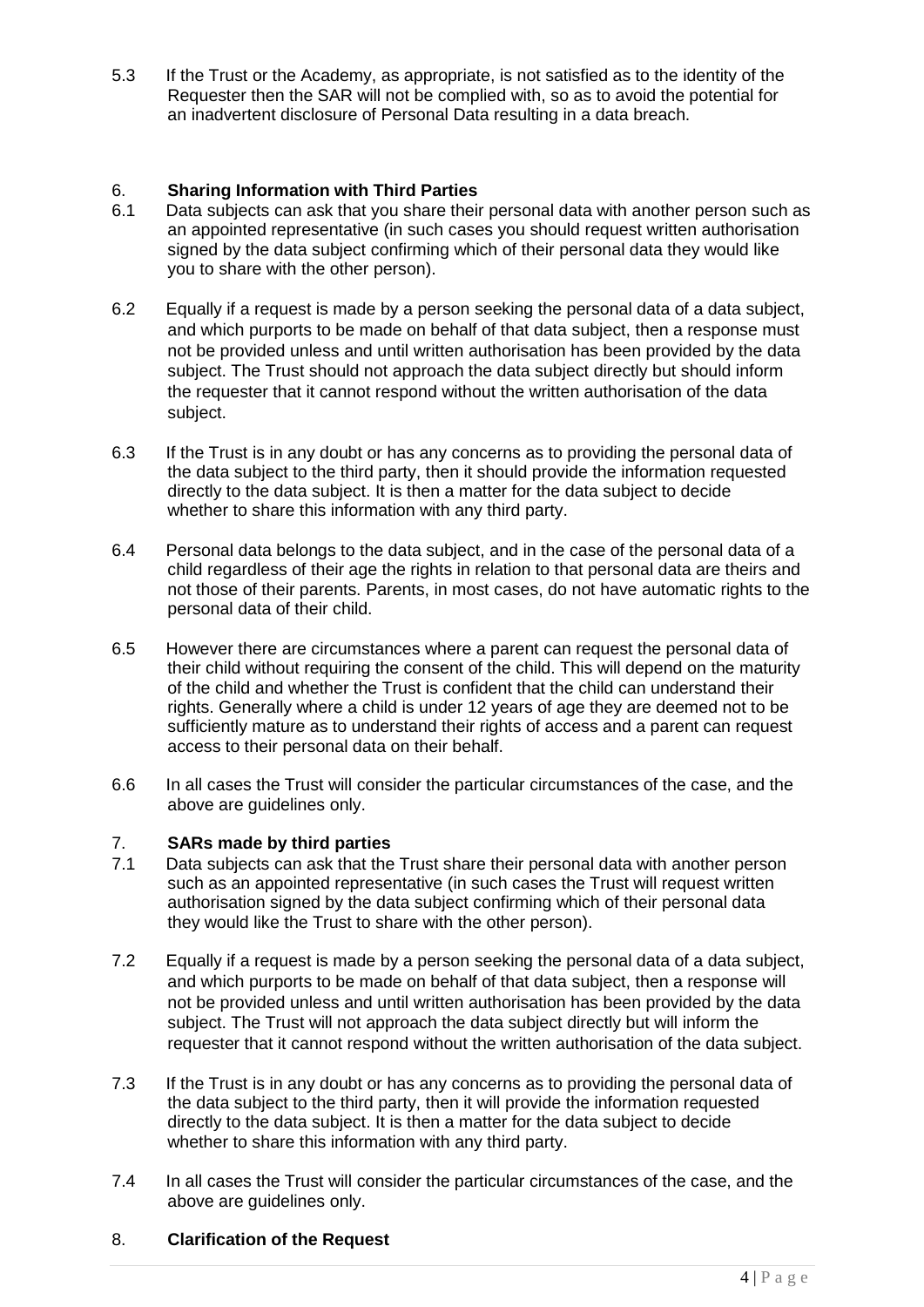5.3 If the Trust or the Academy, as appropriate, is not satisfied as to the identity of the Requester then the SAR will not be complied with, so as to avoid the potential for an inadvertent disclosure of Personal Data resulting in a data breach.

## 6. Sharing Information with Third Parties

6.1 Data subjects can ask that you share their personal data with another person such as an appointed representative (in such cases you should request written authorisation signed by the data subject confirming which of their personal data they would like you to share with the other person).

6.2 Equally if a request is made by a person seeking the personal data of a data subject, and which purports to be made on behalf of that data subject, then a response must not be provided unless and until written authorisation has been provided by the data subject. The Trust should not approach the data subject directly but should inform the requester that it cannot respond without the written authorisation of the data subject.

6.3 If the Trust is in any doubt or has any concerns as to providing the personal data of the data subject to the third party, then it should provide the information requested directly to the data subject. It is then a matter for the data subject to decide whether to share this information with any third party.

6.4 Personal data belongs to the data subject, and in the case of the personal data of a child regardless of their age the rights in relation to that personal data are theirs and not those of their parents. Parents, in most cases, do not have automatic rights to the personal data of their child.

6.5 However there are circumstances where a parent can request the personal data of their child without requiring the consent of the child. This will depend on the maturity of the child and whether the Trust is confident that the child can understand their rights. Generally where a child is under 12 years of age they are deemed not to be sufficiently mature as to understand their rights of access and a parent can request access to their personal data on their behalf.

6.6 In all cases the Trust will consider the particular circumstances of the case, and the above are guidelines only.

## 7. SARs made by third parties

7.1 Data subjects can ask that the Trust share their personal data with another person such as an appointed representative (in such cases the Trust will request written authorisation signed by the data subject confirming which of their personal data they would like the Trust to share with the other person).

7.2 Equally if a request is made by a person seeking the personal data of a data subject, and which purports to be made on behalf of that data subject, then a response will not be provided unless and until written authorisation has been provided by the data subject. The Trust will not approach the data subject directly but will inform the requester that it cannot respond without the written authorisation of the data subject.

7.3 If the Trust is in any doubt or has any concerns as to providing the personal data of the data subject to the third party, then it will provide the information requested directly to the data subject. It is then a matter for the data subject to decide whether to share this information with any third party.

7.4 In all cases the Trust will consider the particular circumstances of the case, and the above are guidelines only.

## 8. Clarification of the Request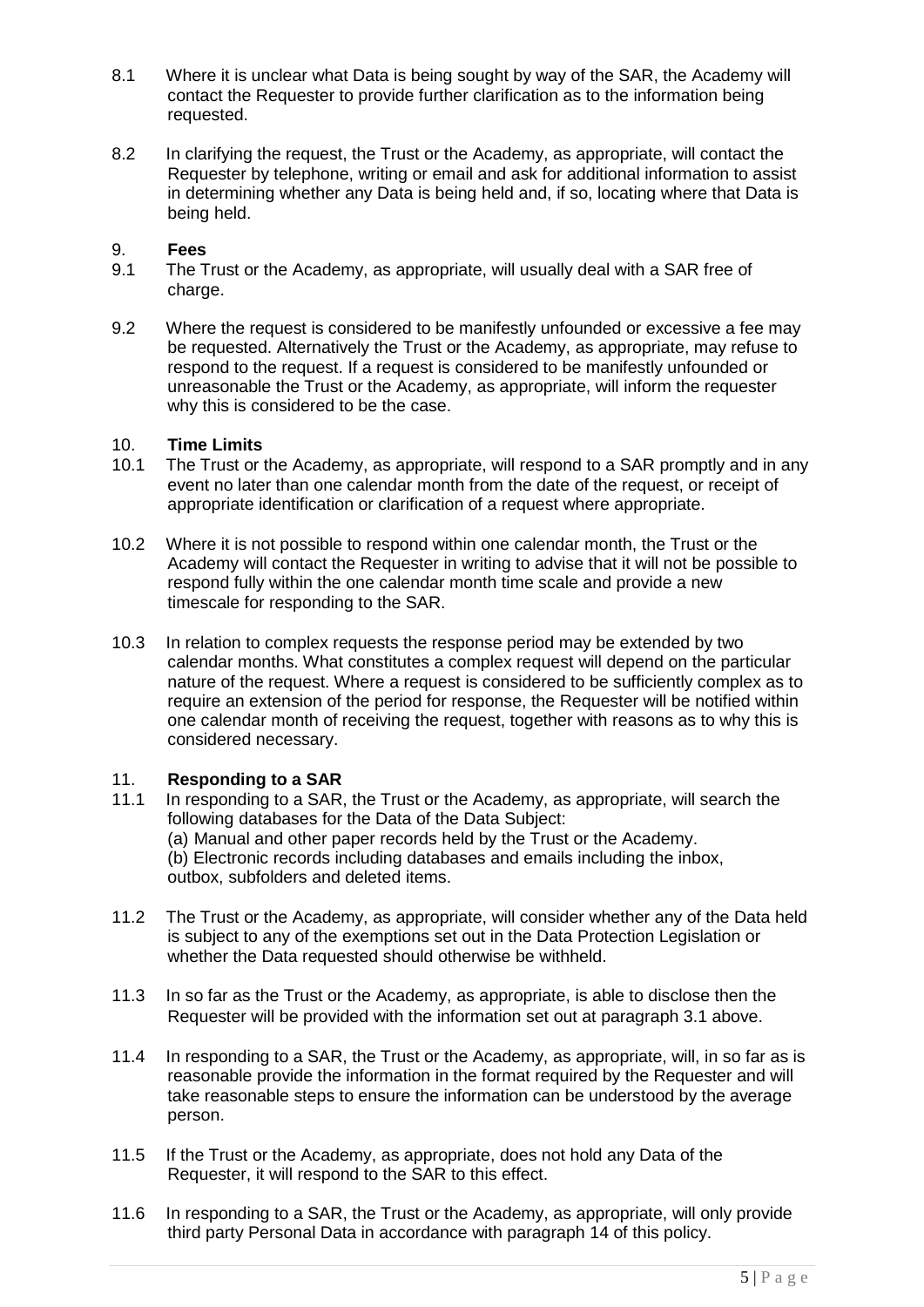8.1 Where it is unclear what Data is being sought by way of the SAR, the Academy will contact the Requester to provide further clarification as to the information being requested.

8.2 In clarifying the request, the Trust or the Academy, as appropriate, will contact the Requester by telephone, writing or email and ask for additional information to assist in determining whether any Data is being held and, if so, locating where that Data is being held.

## 9. Fees

9.1 The Trust or the Academy, as appropriate, will usually deal with a SAR free of charge.

9.2 Where the request is considered to be manifestly unfounded or excessive a fee may be requested. Alternatively the Trust or the Academy, as appropriate, may refuse to respond to the request. If a request is considered to be manifestly unfounded or unreasonable the Trust or the Academy, as appropriate, will inform the requester why this is considered to be the case.

## 10. Time Limits

10.1 The Trust or the Academy, as appropriate, will respond to a SAR promptly and in any event no later than one calendar month from the date of the request, or receipt of appropriate identification or clarification of a request where appropriate.

10.2 Where it is not possible to respond within one calendar month, the Trust or the Academy will contact the Requester in writing to advise that it will not be possible to respond fully within the one calendar month time scale and provide a new timescale for responding to the SAR.

10.3 In relation to complex requests the response period may be extended by two calendar months. What constitutes a complex request will depend on the particular nature of the request. Where a request is considered to be sufficiently complex as to require an extension of the period for response, the Requester will be notified within one calendar month of receiving the request, together with reasons as to why this is considered necessary.

## 11. Responding to a SAR

11.1 In responding to a SAR, the Trust or the Academy, as appropriate, will search the following databases for the Data of the Data Subject:
(a) Manual and other paper records held by the Trust or the Academy.
(b) Electronic records including databases and emails including the inbox, outbox, subfolders and deleted items.

11.2 The Trust or the Academy, as appropriate, will consider whether any of the Data held is subject to any of the exemptions set out in the Data Protection Legislation or whether the Data requested should otherwise be withheld.

11.3 In so far as the Trust or the Academy, as appropriate, is able to disclose then the Requester will be provided with the information set out at paragraph 3.1 above.

11.4 In responding to a SAR, the Trust or the Academy, as appropriate, will, in so far as is reasonable provide the information in the format required by the Requester and will take reasonable steps to ensure the information can be understood by the average person.

11.5 If the Trust or the Academy, as appropriate, does not hold any Data of the Requester, it will respond to the SAR to this effect.

11.6 In responding to a SAR, the Trust or the Academy, as appropriate, will only provide third party Personal Data in accordance with paragraph 14 of this policy.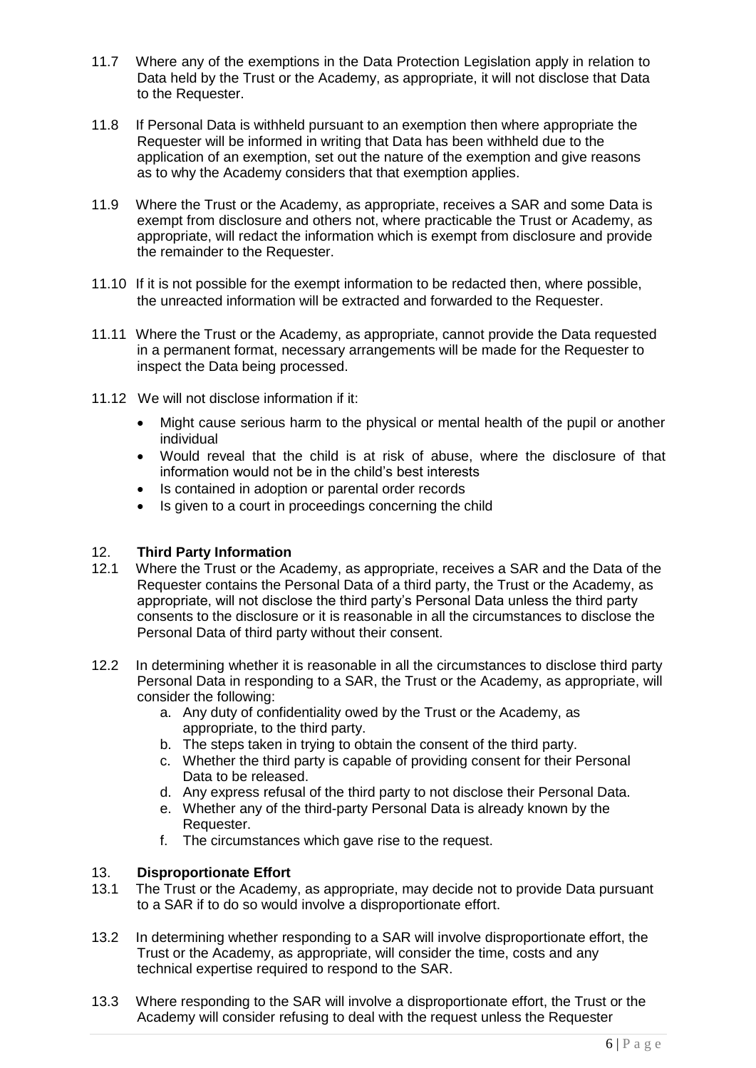11.7 Where any of the exemptions in the Data Protection Legislation apply in relation to Data held by the Trust or the Academy, as appropriate, it will not disclose that Data to the Requester.

11.8 If Personal Data is withheld pursuant to an exemption then where appropriate the Requester will be informed in writing that Data has been withheld due to the application of an exemption, set out the nature of the exemption and give reasons as to why the Academy considers that that exemption applies.

11.9 Where the Trust or the Academy, as appropriate, receives a SAR and some Data is exempt from disclosure and others not, where practicable the Trust or Academy, as appropriate, will redact the information which is exempt from disclosure and provide the remainder to the Requester.

11.10 If it is not possible for the exempt information to be redacted then, where possible, the unreacted information will be extracted and forwarded to the Requester.

11.11 Where the Trust or the Academy, as appropriate, cannot provide the Data requested in a permanent format, necessary arrangements will be made for the Requester to inspect the Data being processed.

11.12 We will not disclose information if it:

- Might cause serious harm to the physical or mental health of the pupil or another individual
- Would reveal that the child is at risk of abuse, where the disclosure of that information would not be in the child's best interests
- Is contained in adoption or parental order records
- Is given to a court in proceedings concerning the child

## 12. Third Party Information

12.1 Where the Trust or the Academy, as appropriate, receives a SAR and the Data of the Requester contains the Personal Data of a third party, the Trust or the Academy, as appropriate, will not disclose the third party's Personal Data unless the third party consents to the disclosure or it is reasonable in all the circumstances to disclose the Personal Data of third party without their consent.

12.2 In determining whether it is reasonable in all the circumstances to disclose third party Personal Data in responding to a SAR, the Trust or the Academy, as appropriate, will consider the following:

a. Any duty of confidentiality owed by the Trust or the Academy, as appropriate, to the third party.
b. The steps taken in trying to obtain the consent of the third party.
c. Whether the third party is capable of providing consent for their Personal Data to be released.
d. Any express refusal of the third party to not disclose their Personal Data.
e. Whether any of the third-party Personal Data is already known by the Requester.
f. The circumstances which gave rise to the request.

## 13. Disproportionate Effort

13.1 The Trust or the Academy, as appropriate, may decide not to provide Data pursuant to a SAR if to do so would involve a disproportionate effort.

13.2 In determining whether responding to a SAR will involve disproportionate effort, the Trust or the Academy, as appropriate, will consider the time, costs and any technical expertise required to respond to the SAR.

13.3 Where responding to the SAR will involve a disproportionate effort, the Trust or the Academy will consider refusing to deal with the request unless the Requester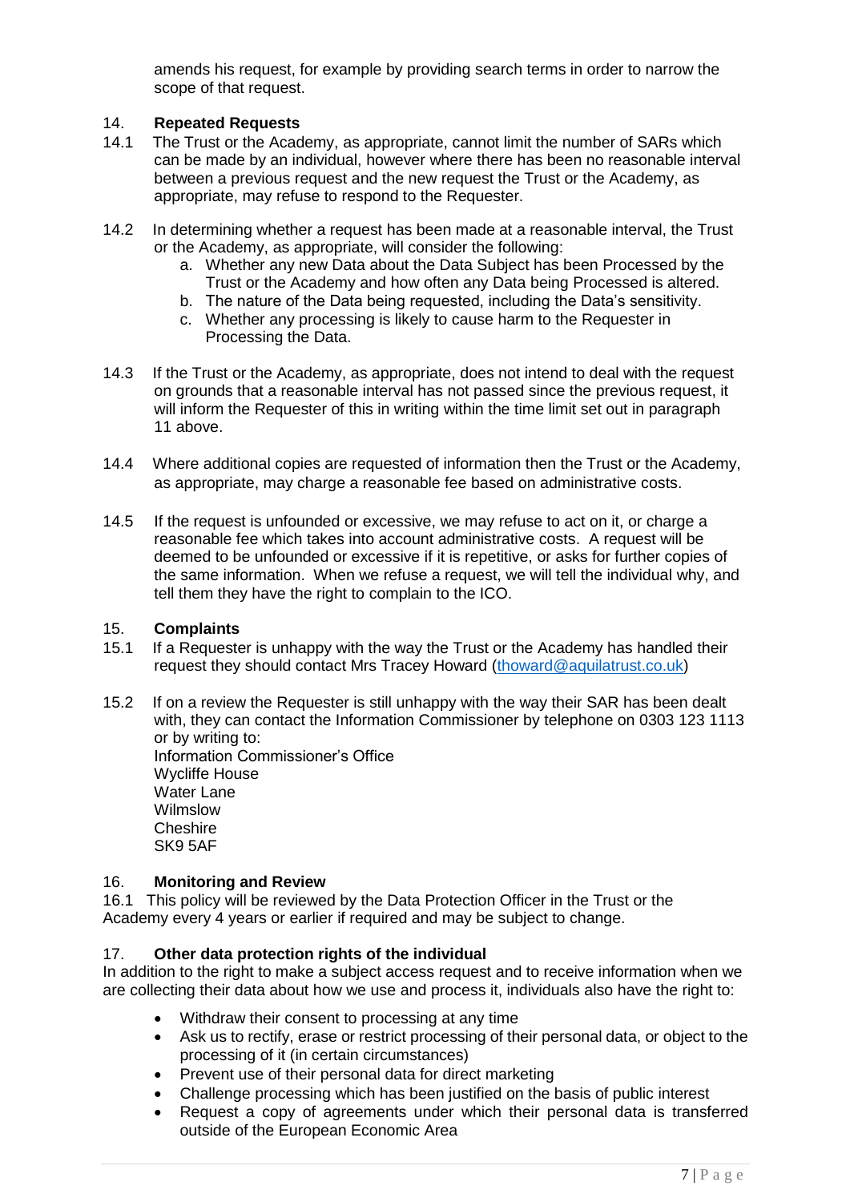amends his request, for example by providing search terms in order to narrow the scope of that request.

## 14. Repeated Requests

14.1 The Trust or the Academy, as appropriate, cannot limit the number of SARs which can be made by an individual, however where there has been no reasonable interval between a previous request and the new request the Trust or the Academy, as appropriate, may refuse to respond to the Requester.

14.2 In determining whether a request has been made at a reasonable interval, the Trust or the Academy, as appropriate, will consider the following:

a. Whether any new Data about the Data Subject has been Processed by the Trust or the Academy and how often any Data being Processed is altered.
b. The nature of the Data being requested, including the Data's sensitivity.
c. Whether any processing is likely to cause harm to the Requester in Processing the Data.

14.3 If the Trust or the Academy, as appropriate, does not intend to deal with the request on grounds that a reasonable interval has not passed since the previous request, it will inform the Requester of this in writing within the time limit set out in paragraph 11 above.

14.4 Where additional copies are requested of information then the Trust or the Academy, as appropriate, may charge a reasonable fee based on administrative costs.

14.5 If the request is unfounded or excessive, we may refuse to act on it, or charge a reasonable fee which takes into account administrative costs. A request will be deemed to be unfounded or excessive if it is repetitive, or asks for further copies of the same information. When we refuse a request, we will tell the individual why, and tell them they have the right to complain to the ICO.

## 15. Complaints

15.1 If a Requester is unhappy with the way the Trust or the Academy has handled their request they should contact Mrs Tracey Howard (thoward@aquilatrust.co.uk)

15.2 If on a review the Requester is still unhappy with the way their SAR has been dealt with, they can contact the Information Commissioner by telephone on 0303 123 1113 or by writing to:
Information Commissioner's Office
Wycliffe House
Water Lane
Wilmslow
Cheshire
SK9 5AF

## 16. Monitoring and Review

16.1 This policy will be reviewed by the Data Protection Officer in the Trust or the Academy every 4 years or earlier if required and may be subject to change.

## 17. Other data protection rights of the individual

In addition to the right to make a subject access request and to receive information when we are collecting their data about how we use and process it, individuals also have the right to:

- Withdraw their consent to processing at any time
- Ask us to rectify, erase or restrict processing of their personal data, or object to the processing of it (in certain circumstances)
- Prevent use of their personal data for direct marketing
- Challenge processing which has been justified on the basis of public interest
- Request a copy of agreements under which their personal data is transferred outside of the European Economic Area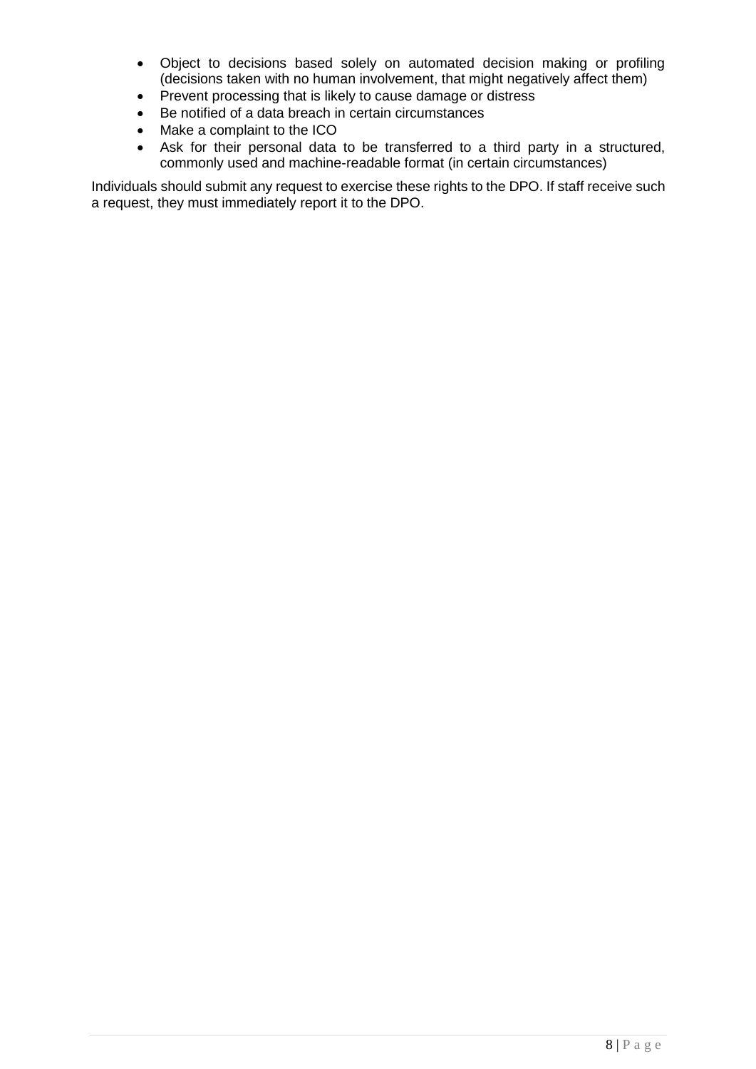- Object to decisions based solely on automated decision making or profiling (decisions taken with no human involvement, that might negatively affect them)
- Prevent processing that is likely to cause damage or distress
- Be notified of a data breach in certain circumstances
- Make a complaint to the ICO
- Ask for their personal data to be transferred to a third party in a structured, commonly used and machine-readable format (in certain circumstances)

Individuals should submit any request to exercise these rights to the DPO. If staff receive such a request, they must immediately report it to the DPO.